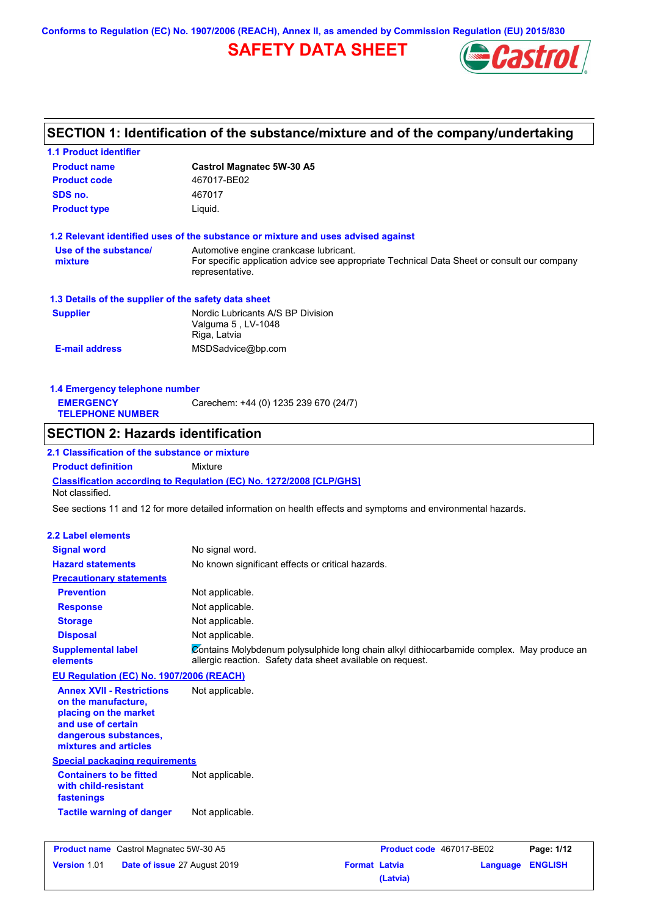Conforms to Regulation (EC) No. 1907/2006 (REACH), Annex II, as amended by Commission Regulation (EU) 2015/830

# SAFETY DATA SHEET

## SECTION 1: Identification of the substance/mixture and of the company/undertaking

### 1.1 Product identifier

| | |
|---|---|
| **Product name** | **Castrol Magnatec 5W-30 A5** |
| **Product code** | 467017-BE02 |
| **SDS no.** | 467017 |
| **Product type** | Liquid. |

### 1.2 Relevant identified uses of the substance or mixture and uses advised against

| | |
|---|---|
| **Use of the substance/ mixture** | Automotive engine crankcase lubricant. For specific application advice see appropriate Technical Data Sheet or consult our company representative. |

### 1.3 Details of the supplier of the safety data sheet

| | |
|---|---|
| **Supplier** | Nordic Lubricants A/S BP Division<br>Valguma 5 , LV-1048<br>Riga, Latvia |
| **E-mail address** | MSDSadvice@bp.com |

### 1.4 Emergency telephone number

| | |
|---|---|
| **EMERGENCY TELEPHONE NUMBER** | Carechem: +44 (0) 1235 239 670 (24/7) |

## SECTION 2: Hazards identification

### 2.1 Classification of the substance or mixture

**Product definition** Mixture

**Classification according to Regulation (EC) No. 1272/2008 [CLP/GHS]**

Not classified.

See sections 11 and 12 for more detailed information on health effects and symptoms and environmental hazards.

### 2.2 Label elements

| | |
|---|---|
| **Signal word** | No signal word. |
| **Hazard statements** | No known significant effects or critical hazards. |
| **Precautionary statements** | |
| **Prevention** | Not applicable. |
| **Response** | Not applicable. |
| **Storage** | Not applicable. |
| **Disposal** | Not applicable. |
| **Supplemental label elements** | Contains Molybdenum polysulphide long chain alkyl dithiocarbamide complex. May produce an allergic reaction. Safety data sheet available on request. |

**EU Regulation (EC) No. 1907/2006 (REACH)**

| | |
|---|---|
| **Annex XVII - Restrictions on the manufacture, placing on the market and use of certain dangerous substances, mixtures and articles** | Not applicable. |

**Special packaging requirements**

| | |
|---|---|
| **Containers to be fitted with child-resistant fastenings** | Not applicable. |
| **Tactile warning of danger** | Not applicable. |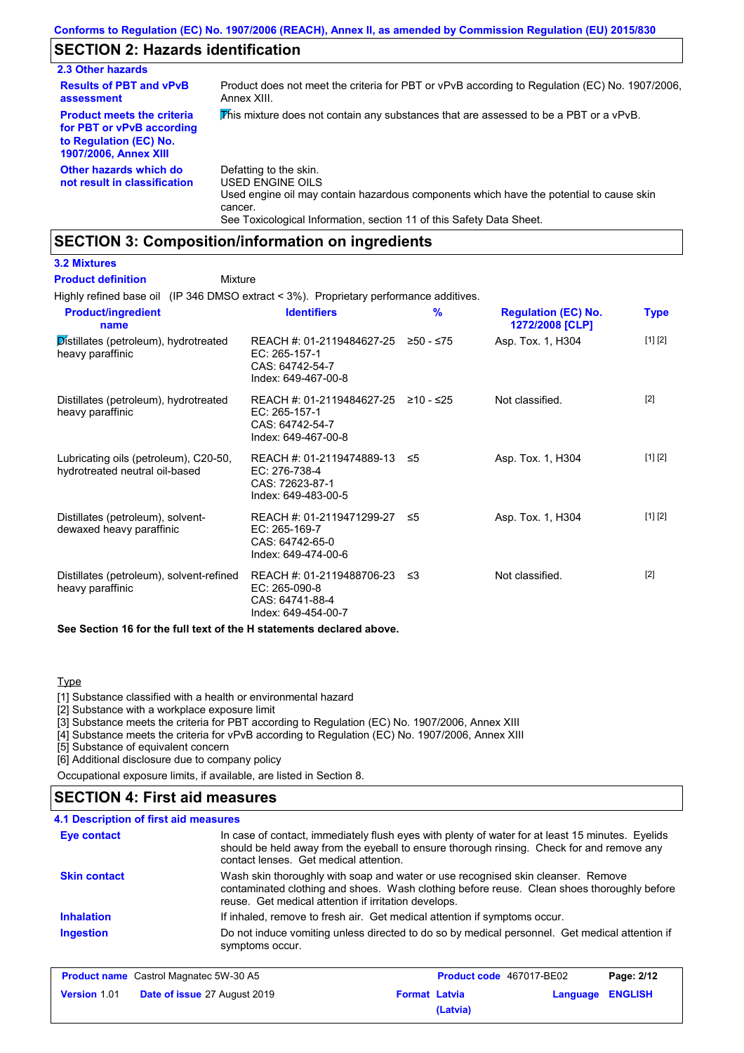Conforms to Regulation (EC) No. 1907/2006 (REACH), Annex II, as amended by Commission Regulation (EU) 2015/830

## SECTION 2: Hazards identification

### 2.3 Other hazards

| | |
|---|---|
| **Results of PBT and vPvB assessment** | Product does not meet the criteria for PBT or vPvB according to Regulation (EC) No. 1907/2006, Annex XIII. |
| **Product meets the criteria for PBT or vPvB according to Regulation (EC) No. 1907/2006, Annex XIII** | This mixture does not contain any substances that are assessed to be a PBT or a vPvB. |
| **Other hazards which do not result in classification** | Defatting to the skin.<br>USED ENGINE OILS<br>Used engine oil may contain hazardous components which have the potential to cause skin cancer.<br>See Toxicological Information, section 11 of this Safety Data Sheet. |

## SECTION 3: Composition/information on ingredients

### 3.2 Mixtures

**Product definition** Mixture

Highly refined base oil (IP 346 DMSO extract < 3%). Proprietary performance additives.

| Product/ingredient name | Identifiers | % | Regulation (EC) No. 1272/2008 [CLP] | Type |
|---|---|---|---|---|
| Distillates (petroleum), hydrotreated heavy paraffinic | REACH #: 01-2119484627-25<br>EC: 265-157-1<br>CAS: 64742-54-7<br>Index: 649-467-00-8 | ≥50 - ≤75 | Asp. Tox. 1, H304 | [1] [2] |
| Distillates (petroleum), hydrotreated heavy paraffinic | REACH #: 01-2119484627-25<br>EC: 265-157-1<br>CAS: 64742-54-7<br>Index: 649-467-00-8 | ≥10 - ≤25 | Not classified. | [2] |
| Lubricating oils (petroleum), C20-50, hydrotreated neutral oil-based | REACH #: 01-2119474889-13<br>EC: 276-738-4<br>CAS: 72623-87-1<br>Index: 649-483-00-5 | ≤5 | Asp. Tox. 1, H304 | [1] [2] |
| Distillates (petroleum), solvent-dewaxed heavy paraffinic | REACH #: 01-2119471299-27<br>EC: 265-169-7<br>CAS: 64742-65-0<br>Index: 649-474-00-6 | ≤5 | Asp. Tox. 1, H304 | [1] [2] |
| Distillates (petroleum), solvent-refined heavy paraffinic | REACH #: 01-2119488706-23<br>EC: 265-090-8<br>CAS: 64741-88-4<br>Index: 649-454-00-7 | ≤3 | Not classified. | [2] |

**See Section 16 for the full text of the H statements declared above.**

Type

[1] Substance classified with a health or environmental hazard
[2] Substance with a workplace exposure limit
[3] Substance meets the criteria for PBT according to Regulation (EC) No. 1907/2006, Annex XIII
[4] Substance meets the criteria for vPvB according to Regulation (EC) No. 1907/2006, Annex XIII
[5] Substance of equivalent concern
[6] Additional disclosure due to company policy

Occupational exposure limits, if available, are listed in Section 8.

## SECTION 4: First aid measures

### 4.1 Description of first aid measures

| | |
|---|---|
| **Eye contact** | In case of contact, immediately flush eyes with plenty of water for at least 15 minutes. Eyelids should be held away from the eyeball to ensure thorough rinsing. Check for and remove any contact lenses. Get medical attention. |
| **Skin contact** | Wash skin thoroughly with soap and water or use recognised skin cleanser. Remove contaminated clothing and shoes. Wash clothing before reuse. Clean shoes thoroughly before reuse. Get medical attention if irritation develops. |
| **Inhalation** | If inhaled, remove to fresh air. Get medical attention if symptoms occur. |
| **Ingestion** | Do not induce vomiting unless directed to do so by medical personnel. Get medical attention if symptoms occur. |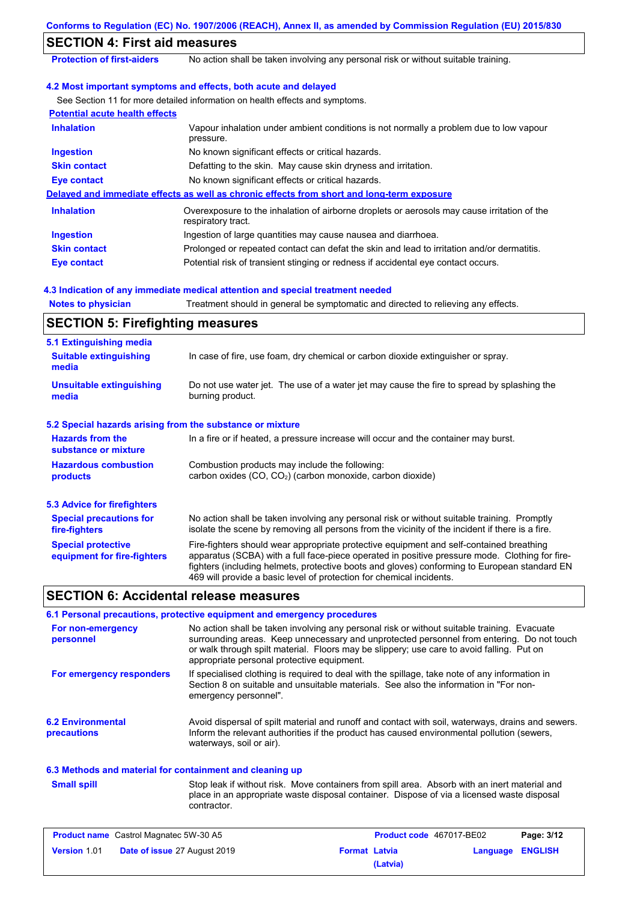## SECTION 4: First aid measures

| | |
|---|---|
| **Protection of first-aiders** | No action shall be taken involving any personal risk or without suitable training. |

### 4.2 Most important symptoms and effects, both acute and delayed

See Section 11 for more detailed information on health effects and symptoms.

**Potential acute health effects**

| | |
|---|---|
| **Inhalation** | Vapour inhalation under ambient conditions is not normally a problem due to low vapour pressure. |
| **Ingestion** | No known significant effects or critical hazards. |
| **Skin contact** | Defatting to the skin. May cause skin dryness and irritation. |
| **Eye contact** | No known significant effects or critical hazards. |

**Delayed and immediate effects as well as chronic effects from short and long-term exposure**

| | |
|---|---|
| **Inhalation** | Overexposure to the inhalation of airborne droplets or aerosols may cause irritation of the respiratory tract. |
| **Ingestion** | Ingestion of large quantities may cause nausea and diarrhoea. |
| **Skin contact** | Prolonged or repeated contact can defat the skin and lead to irritation and/or dermatitis. |
| **Eye contact** | Potential risk of transient stinging or redness if accidental eye contact occurs. |

### 4.3 Indication of any immediate medical attention and special treatment needed

| | |
|---|---|
| **Notes to physician** | Treatment should in general be symptomatic and directed to relieving any effects. |

## SECTION 5: Firefighting measures

### 5.1 Extinguishing media

| | |
|---|---|
| **Suitable extinguishing media** | In case of fire, use foam, dry chemical or carbon dioxide extinguisher or spray. |
| **Unsuitable extinguishing media** | Do not use water jet. The use of a water jet may cause the fire to spread by splashing the burning product. |

### 5.2 Special hazards arising from the substance or mixture

| | |
|---|---|
| **Hazards from the substance or mixture** | In a fire or if heated, a pressure increase will occur and the container may burst. |
| **Hazardous combustion products** | Combustion products may include the following: carbon oxides (CO, $CO_2$) (carbon monoxide, carbon dioxide) |

### 5.3 Advice for firefighters

| | |
|---|---|
| **Special precautions for fire-fighters** | No action shall be taken involving any personal risk or without suitable training. Promptly isolate the scene by removing all persons from the vicinity of the incident if there is a fire. |
| **Special protective equipment for fire-fighters** | Fire-fighters should wear appropriate protective equipment and self-contained breathing apparatus (SCBA) with a full face-piece operated in positive pressure mode. Clothing for fire-fighters (including helmets, protective boots and gloves) conforming to European standard EN 469 will provide a basic level of protection for chemical incidents. |

## SECTION 6: Accidental release measures

### 6.1 Personal precautions, protective equipment and emergency procedures

| | |
|---|---|
| **For non-emergency personnel** | No action shall be taken involving any personal risk or without suitable training. Evacuate surrounding areas. Keep unnecessary and unprotected personnel from entering. Do not touch or walk through spilt material. Floors may be slippery; use care to avoid falling. Put on appropriate personal protective equipment. |
| **For emergency responders** | If specialised clothing is required to deal with the spillage, take note of any information in Section 8 on suitable and unsuitable materials. See also the information in "For non-emergency personnel". |

| | |
|---|---|
| **6.2 Environmental precautions** | Avoid dispersal of spilt material and runoff and contact with soil, waterways, drains and sewers. Inform the relevant authorities if the product has caused environmental pollution (sewers, waterways, soil or air). |

### 6.3 Methods and material for containment and cleaning up

| | |
|---|---|
| **Small spill** | Stop leak if without risk. Move containers from spill area. Absorb with an inert material and place in an appropriate waste disposal container. Dispose of via a licensed waste disposal contractor. |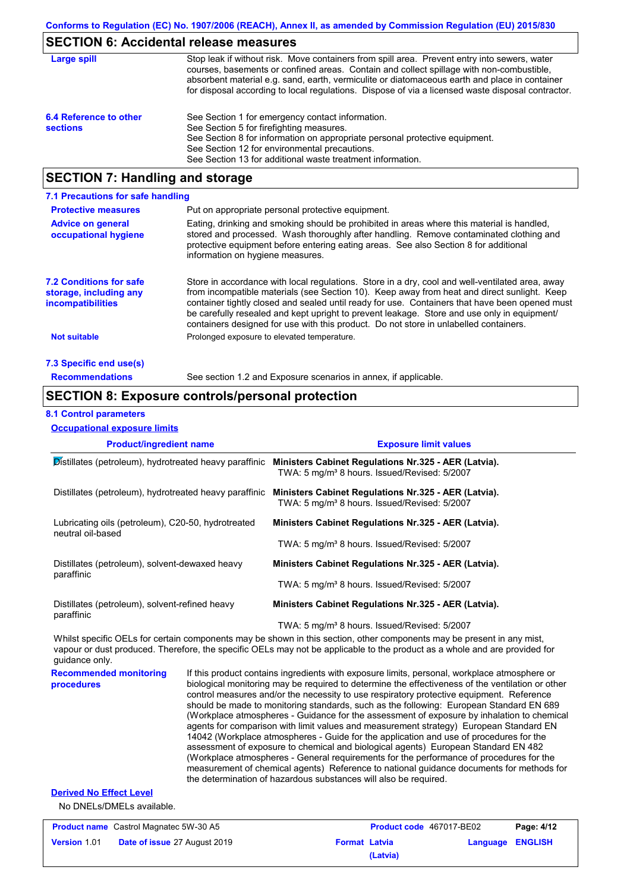## SECTION 6: Accidental release measures

**Large spill**

Stop leak if without risk. Move containers from spill area. Prevent entry into sewers, water courses, basements or confined areas. Contain and collect spillage with non-combustible, absorbent material e.g. sand, earth, vermiculite or diatomaceous earth and place in container for disposal according to local regulations. Dispose of via a licensed waste disposal contractor.

**6.4 Reference to other sections**

See Section 1 for emergency contact information.
See Section 5 for firefighting measures.
See Section 8 for information on appropriate personal protective equipment.
See Section 12 for environmental precautions.
See Section 13 for additional waste treatment information.

## SECTION 7: Handling and storage

### 7.1 Precautions for safe handling

**Protective measures**

Put on appropriate personal protective equipment.

**Advice on general occupational hygiene**

Eating, drinking and smoking should be prohibited in areas where this material is handled, stored and processed. Wash thoroughly after handling. Remove contaminated clothing and protective equipment before entering eating areas. See also Section 8 for additional information on hygiene measures.

**7.2 Conditions for safe storage, including any incompatibilities**

Store in accordance with local regulations. Store in a dry, cool and well-ventilated area, away from incompatible materials (see Section 10). Keep away from heat and direct sunlight. Keep container tightly closed and sealed until ready for use. Containers that have been opened must be carefully resealed and kept upright to prevent leakage. Store and use only in equipment/ containers designed for use with this product. Do not store in unlabelled containers.

**Not suitable**

Prolonged exposure to elevated temperature.

### 7.3 Specific end use(s)

**Recommendations**

See section 1.2 and Exposure scenarios in annex, if applicable.

## SECTION 8: Exposure controls/personal protection

### 8.1 Control parameters

**Occupational exposure limits**

| Product/ingredient name | Exposure limit values |
|---|---|
| Distillates (petroleum), hydrotreated heavy paraffinic | **Ministers Cabinet Regulations Nr.325 - AER (Latvia).** TWA: 5 mg/m³ 8 hours. Issued/Revised: 5/2007 |
| Distillates (petroleum), hydrotreated heavy paraffinic | **Ministers Cabinet Regulations Nr.325 - AER (Latvia).** TWA: 5 mg/m³ 8 hours. Issued/Revised: 5/2007 |
| Lubricating oils (petroleum), C20-50, hydrotreated neutral oil-based | **Ministers Cabinet Regulations Nr.325 - AER (Latvia).** TWA: 5 mg/m³ 8 hours. Issued/Revised: 5/2007 |
| Distillates (petroleum), solvent-dewaxed heavy paraffinic | **Ministers Cabinet Regulations Nr.325 - AER (Latvia).** TWA: 5 mg/m³ 8 hours. Issued/Revised: 5/2007 |
| Distillates (petroleum), solvent-refined heavy paraffinic | **Ministers Cabinet Regulations Nr.325 - AER (Latvia).** TWA: 5 mg/m³ 8 hours. Issued/Revised: 5/2007 |

Whilst specific OELs for certain components may be shown in this section, other components may be present in any mist, vapour or dust produced. Therefore, the specific OELs may not be applicable to the product as a whole and are provided for guidance only.

**Recommended monitoring procedures**

If this product contains ingredients with exposure limits, personal, workplace atmosphere or biological monitoring may be required to determine the effectiveness of the ventilation or other control measures and/or the necessity to use respiratory protective equipment. Reference should be made to monitoring standards, such as the following: European Standard EN 689 (Workplace atmospheres - Guidance for the assessment of exposure by inhalation to chemical agents for comparison with limit values and measurement strategy) European Standard EN 14042 (Workplace atmospheres - Guide for the application and use of procedures for the assessment of exposure to chemical and biological agents) European Standard EN 482 (Workplace atmospheres - General requirements for the performance of procedures for the measurement of chemical agents) Reference to national guidance documents for methods for the determination of hazardous substances will also be required.

**Derived No Effect Level**

No DNELs/DMELs available.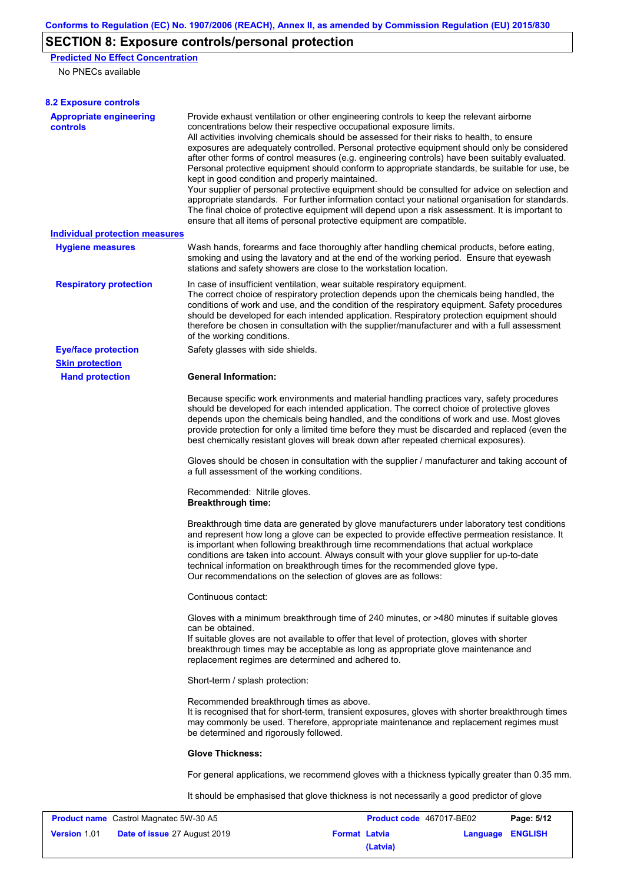## SECTION 8: Exposure controls/personal protection

**Predicted No Effect Concentration**

No PNECs available

### 8.2 Exposure controls

**Appropriate engineering controls**

Provide exhaust ventilation or other engineering controls to keep the relevant airborne concentrations below their respective occupational exposure limits.
All activities involving chemicals should be assessed for their risks to health, to ensure exposures are adequately controlled. Personal protective equipment should only be considered after other forms of control measures (e.g. engineering controls) have been suitably evaluated. Personal protective equipment should conform to appropriate standards, be suitable for use, be kept in good condition and properly maintained.
Your supplier of personal protective equipment should be consulted for advice on selection and appropriate standards. For further information contact your national organisation for standards. The final choice of protective equipment will depend upon a risk assessment. It is important to ensure that all items of personal protective equipment are compatible.

**Individual protection measures**

**Hygiene measures**

Wash hands, forearms and face thoroughly after handling chemical products, before eating, smoking and using the lavatory and at the end of the working period. Ensure that eyewash stations and safety showers are close to the workstation location.

**Respiratory protection**

In case of insufficient ventilation, wear suitable respiratory equipment.
The correct choice of respiratory protection depends upon the chemicals being handled, the conditions of work and use, and the condition of the respiratory equipment. Safety procedures should be developed for each intended application. Respiratory protection equipment should therefore be chosen in consultation with the supplier/manufacturer and with a full assessment of the working conditions.

**Eye/face protection**

Safety glasses with side shields.

**Skin protection**

**Hand protection**

**General Information:**

Because specific work environments and material handling practices vary, safety procedures should be developed for each intended application. The correct choice of protective gloves depends upon the chemicals being handled, and the conditions of work and use. Most gloves provide protection for only a limited time before they must be discarded and replaced (even the best chemically resistant gloves will break down after repeated chemical exposures).

Gloves should be chosen in consultation with the supplier / manufacturer and taking account of a full assessment of the working conditions.

Recommended: Nitrile gloves.
**Breakthrough time:**

Breakthrough time data are generated by glove manufacturers under laboratory test conditions and represent how long a glove can be expected to provide effective permeation resistance. It is important when following breakthrough time recommendations that actual workplace conditions are taken into account. Always consult with your glove supplier for up-to-date technical information on breakthrough times for the recommended glove type.
Our recommendations on the selection of gloves are as follows:

Continuous contact:

Gloves with a minimum breakthrough time of 240 minutes, or >480 minutes if suitable gloves can be obtained.
If suitable gloves are not available to offer that level of protection, gloves with shorter breakthrough times may be acceptable as long as appropriate glove maintenance and replacement regimes are determined and adhered to.

Short-term / splash protection:

Recommended breakthrough times as above.
It is recognised that for short-term, transient exposures, gloves with shorter breakthrough times may commonly be used. Therefore, appropriate maintenance and replacement regimes must be determined and rigorously followed.

**Glove Thickness:**

For general applications, we recommend gloves with a thickness typically greater than 0.35 mm.

It should be emphasised that glove thickness is not necessarily a good predictor of glove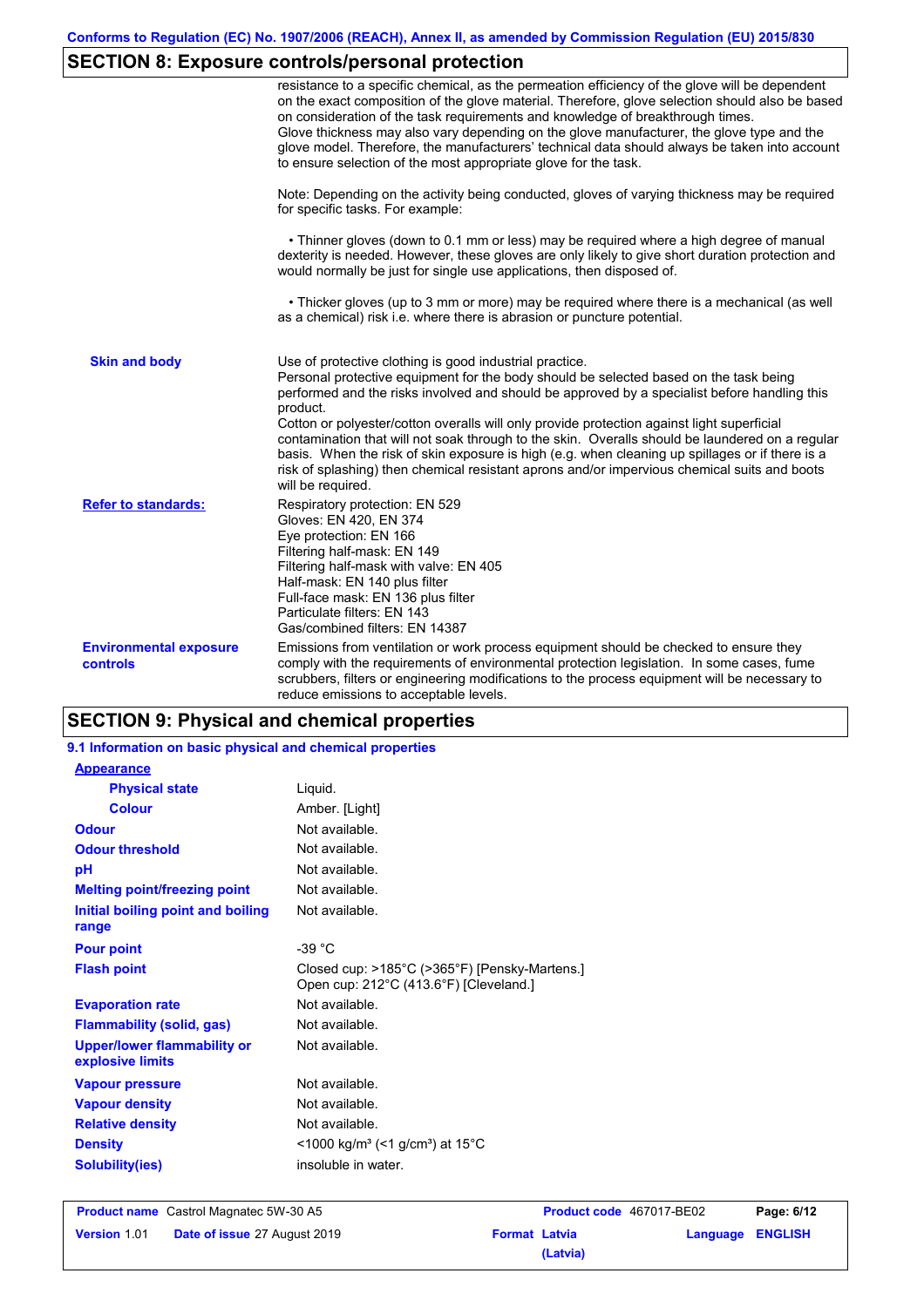## SECTION 8: Exposure controls/personal protection

resistance to a specific chemical, as the permeation efficiency of the glove will be dependent on the exact composition of the glove material. Therefore, glove selection should also be based on consideration of the task requirements and knowledge of breakthrough times.
Glove thickness may also vary depending on the glove manufacturer, the glove type and the glove model. Therefore, the manufacturers' technical data should always be taken into account to ensure selection of the most appropriate glove for the task.

Note: Depending on the activity being conducted, gloves of varying thickness may be required for specific tasks. For example:

- Thinner gloves (down to 0.1 mm or less) may be required where a high degree of manual dexterity is needed. However, these gloves are only likely to give short duration protection and would normally be just for single use applications, then disposed of.

- Thicker gloves (up to 3 mm or more) may be required where there is a mechanical (as well as a chemical) risk i.e. where there is abrasion or puncture potential.

**Skin and body**

Use of protective clothing is good industrial practice.
Personal protective equipment for the body should be selected based on the task being performed and the risks involved and should be approved by a specialist before handling this product.
Cotton or polyester/cotton overalls will only provide protection against light superficial contamination that will not soak through to the skin. Overalls should be laundered on a regular basis. When the risk of skin exposure is high (e.g. when cleaning up spillages or if there is a risk of splashing) then chemical resistant aprons and/or impervious chemical suits and boots will be required.

**Refer to standards:**

Respiratory protection: EN 529
Gloves: EN 420, EN 374
Eye protection: EN 166
Filtering half-mask: EN 149
Filtering half-mask with valve: EN 405
Half-mask: EN 140 plus filter
Full-face mask: EN 136 plus filter
Particulate filters: EN 143
Gas/combined filters: EN 14387

**Environmental exposure controls**

Emissions from ventilation or work process equipment should be checked to ensure they comply with the requirements of environmental protection legislation. In some cases, fume scrubbers, filters or engineering modifications to the process equipment will be necessary to reduce emissions to acceptable levels.

## SECTION 9: Physical and chemical properties

### 9.1 Information on basic physical and chemical properties

| Property | Value |
|---|---|
| **Appearance** | |
| Physical state | Liquid. |
| Colour | Amber. [Light] |
| Odour | Not available. |
| Odour threshold | Not available. |
| pH | Not available. |
| Melting point/freezing point | Not available. |
| Initial boiling point and boiling range | Not available. |
| Pour point | -39 °C |
| Flash point | Closed cup: >185°C (>365°F) [Pensky-Martens.]<br>Open cup: 212°C (413.6°F) [Cleveland.] |
| Evaporation rate | Not available. |
| Flammability (solid, gas) | Not available. |
| Upper/lower flammability or explosive limits | Not available. |
| Vapour pressure | Not available. |
| Vapour density | Not available. |
| Relative density | Not available. |
| Density | <1000 kg/m³ (<1 g/cm³) at 15°C |
| Solubility(ies) | insoluble in water. |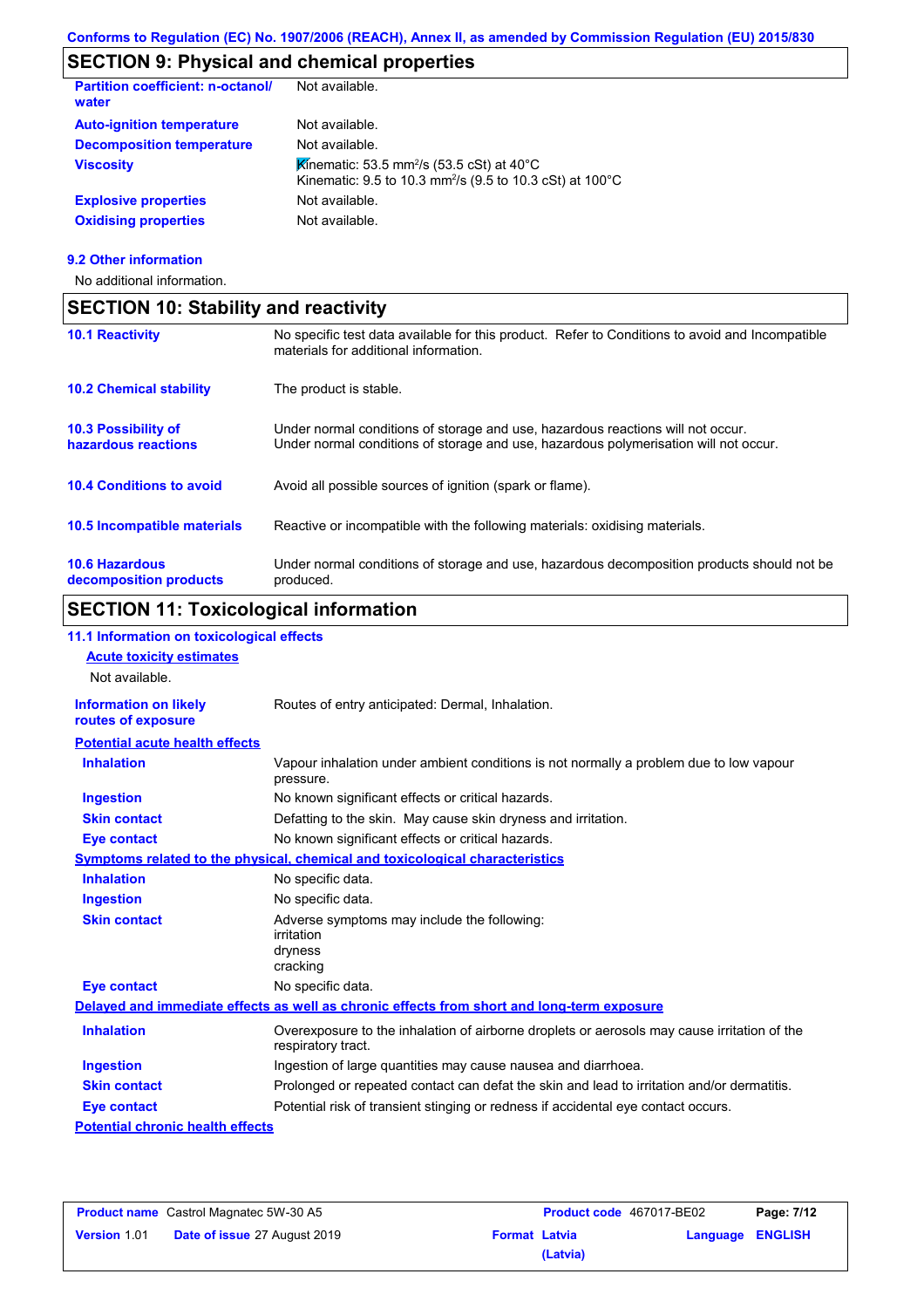## SECTION 9: Physical and chemical properties

| | |
|---|---|
| **Partition coefficient: n-octanol/ water** | Not available. |
| **Auto-ignition temperature** | Not available. |
| **Decomposition temperature** | Not available. |
| **Viscosity** | Kinematic: 53.5 $mm^2/s$ (53.5 cSt) at 40°C<br>Kinematic: 9.5 to 10.3 $mm^2/s$ (9.5 to 10.3 cSt) at 100°C |
| **Explosive properties** | Not available. |
| **Oxidising properties** | Not available. |

**9.2 Other information**

No additional information.

## SECTION 10: Stability and reactivity

| | |
|---|---|
| **10.1 Reactivity** | No specific test data available for this product. Refer to Conditions to avoid and Incompatible materials for additional information. |
| **10.2 Chemical stability** | The product is stable. |
| **10.3 Possibility of hazardous reactions** | Under normal conditions of storage and use, hazardous reactions will not occur.<br>Under normal conditions of storage and use, hazardous polymerisation will not occur. |
| **10.4 Conditions to avoid** | Avoid all possible sources of ignition (spark or flame). |
| **10.5 Incompatible materials** | Reactive or incompatible with the following materials: oxidising materials. |
| **10.6 Hazardous decomposition products** | Under normal conditions of storage and use, hazardous decomposition products should not be produced. |

## SECTION 11: Toxicological information

**11.1 Information on toxicological effects**

**Acute toxicity estimates**

Not available.

| | |
|---|---|
| **Information on likely routes of exposure** | Routes of entry anticipated: Dermal, Inhalation. |

**Potential acute health effects**

| | |
|---|---|
| **Inhalation** | Vapour inhalation under ambient conditions is not normally a problem due to low vapour pressure. |
| **Ingestion** | No known significant effects or critical hazards. |
| **Skin contact** | Defatting to the skin. May cause skin dryness and irritation. |
| **Eye contact** | No known significant effects or critical hazards. |

**Symptoms related to the physical, chemical and toxicological characteristics**

| | |
|---|---|
| **Inhalation** | No specific data. |
| **Ingestion** | No specific data. |
| **Skin contact** | Adverse symptoms may include the following:<br>irritation<br>dryness<br>cracking |
| **Eye contact** | No specific data. |

**Delayed and immediate effects as well as chronic effects from short and long-term exposure**

| | |
|---|---|
| **Inhalation** | Overexposure to the inhalation of airborne droplets or aerosols may cause irritation of the respiratory tract. |
| **Ingestion** | Ingestion of large quantities may cause nausea and diarrhoea. |
| **Skin contact** | Prolonged or repeated contact can defat the skin and lead to irritation and/or dermatitis. |
| **Eye contact** | Potential risk of transient stinging or redness if accidental eye contact occurs. |

**Potential chronic health effects**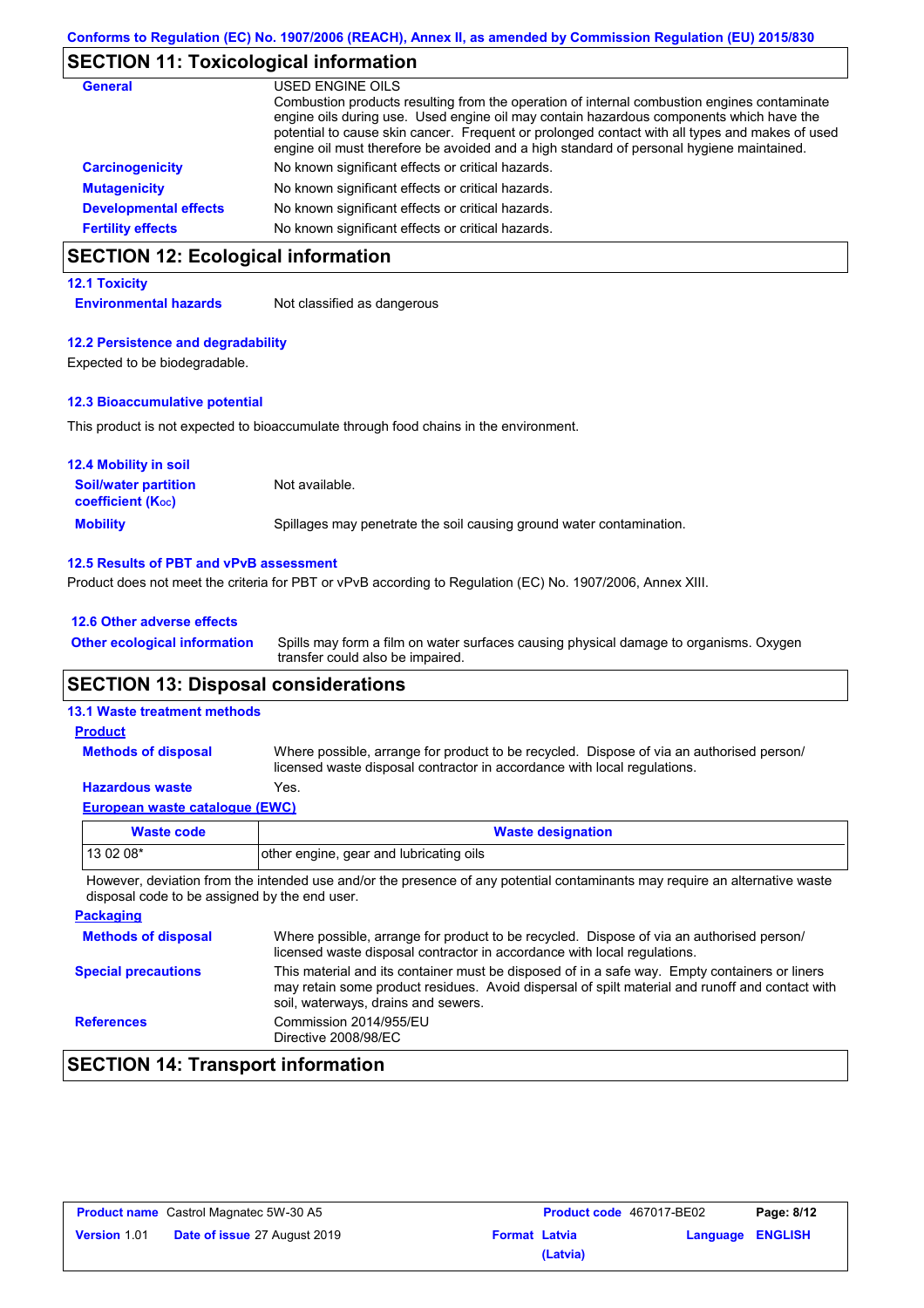## SECTION 11: Toxicological information

**General** USED ENGINE OILS
Combustion products resulting from the operation of internal combustion engines contaminate engine oils during use. Used engine oil may contain hazardous components which have the potential to cause skin cancer. Frequent or prolonged contact with all types and makes of used engine oil must therefore be avoided and a high standard of personal hygiene maintained.

**Carcinogenicity** No known significant effects or critical hazards.

**Mutagenicity** No known significant effects or critical hazards.

**Developmental effects** No known significant effects or critical hazards.

**Fertility effects** No known significant effects or critical hazards.

## SECTION 12: Ecological information

### 12.1 Toxicity

**Environmental hazards** Not classified as dangerous

### 12.2 Persistence and degradability

Expected to be biodegradable.

### 12.3 Bioaccumulative potential

This product is not expected to bioaccumulate through food chains in the environment.

### 12.4 Mobility in soil

**Soil/water partition coefficient ($K_{OC}$)** Not available.

**Mobility** Spillages may penetrate the soil causing ground water contamination.

### 12.5 Results of PBT and vPvB assessment

Product does not meet the criteria for PBT or vPvB according to Regulation (EC) No. 1907/2006, Annex XIII.

### 12.6 Other adverse effects

**Other ecological information** Spills may form a film on water surfaces causing physical damage to organisms. Oxygen transfer could also be impaired.

## SECTION 13: Disposal considerations

### 13.1 Waste treatment methods

**Product**

**Methods of disposal** Where possible, arrange for product to be recycled. Dispose of via an authorised person/ licensed waste disposal contractor in accordance with local regulations.

**Hazardous waste** Yes.

**European waste catalogue (EWC)**

| Waste code | Waste designation |
|---|---|
| 13 02 08* | other engine, gear and lubricating oils |

However, deviation from the intended use and/or the presence of any potential contaminants may require an alternative waste disposal code to be assigned by the end user.

**Packaging**

**Methods of disposal** Where possible, arrange for product to be recycled. Dispose of via an authorised person/ licensed waste disposal contractor in accordance with local regulations.

**Special precautions** This material and its container must be disposed of in a safe way. Empty containers or liners may retain some product residues. Avoid dispersal of spilt material and runoff and contact with soil, waterways, drains and sewers.

**References** Commission 2014/955/EU
Directive 2008/98/EC

## SECTION 14: Transport information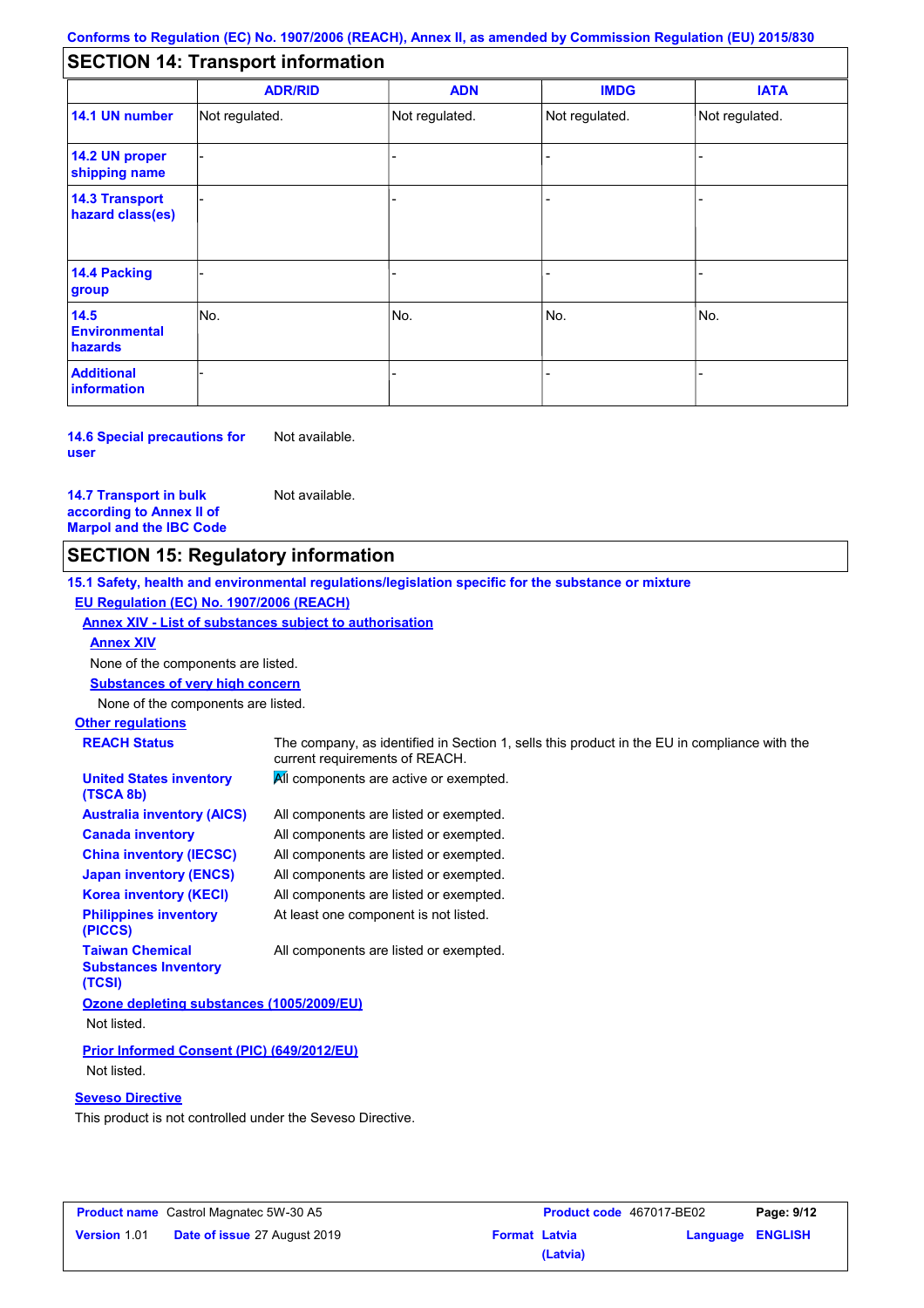Conforms to Regulation (EC) No. 1907/2006 (REACH), Annex II, as amended by Commission Regulation (EU) 2015/830

## SECTION 14: Transport information

| | ADR/RID | ADN | IMDG | IATA |
|---|---|---|---|---|
| **14.1 UN number** | Not regulated. | Not regulated. | Not regulated. | Not regulated. |
| **14.2 UN proper shipping name** | - | - | - | - |
| **14.3 Transport hazard class(es)** | - | - | - | - |
| **14.4 Packing group** | - | - | - | - |
| **14.5 Environmental hazards** | No. | No. | No. | No. |
| **Additional information** | - | - | - | - |

**14.6 Special precautions for user** Not available.

**14.7 Transport in bulk according to Annex II of Marpol and the IBC Code** Not available.

## SECTION 15: Regulatory information

**15.1 Safety, health and environmental regulations/legislation specific for the substance or mixture**

**EU Regulation (EC) No. 1907/2006 (REACH)**

**Annex XIV - List of substances subject to authorisation**

**Annex XIV**

None of the components are listed.

**Substances of very high concern**

None of the components are listed.

**Other regulations**

**REACH Status** The company, as identified in Section 1, sells this product in the EU in compliance with the current requirements of REACH.

**United States inventory (TSCA 8b)** All components are active or exempted.

**Australia inventory (AICS)** All components are listed or exempted.

**Canada inventory** All components are listed or exempted.

**China inventory (IECSC)** All components are listed or exempted.

**Japan inventory (ENCS)** All components are listed or exempted.

**Korea inventory (KECI)** All components are listed or exempted.

**Philippines inventory (PICCS)** At least one component is not listed.

**Taiwan Chemical Substances Inventory (TCSI)** All components are listed or exempted.

**Ozone depleting substances (1005/2009/EU)**

Not listed.

**Prior Informed Consent (PIC) (649/2012/EU)**

Not listed.

**Seveso Directive**

This product is not controlled under the Seveso Directive.

| **Product name** Castrol Magnatec 5W-30 A5 | **Product code** 467017-BE02 | **Page:** 9/12 |
|---|---|---|
| **Version** 1.01 **Date of issue** 27 August 2019 | **Format** Latvia (Latvia) | **Language** ENGLISH |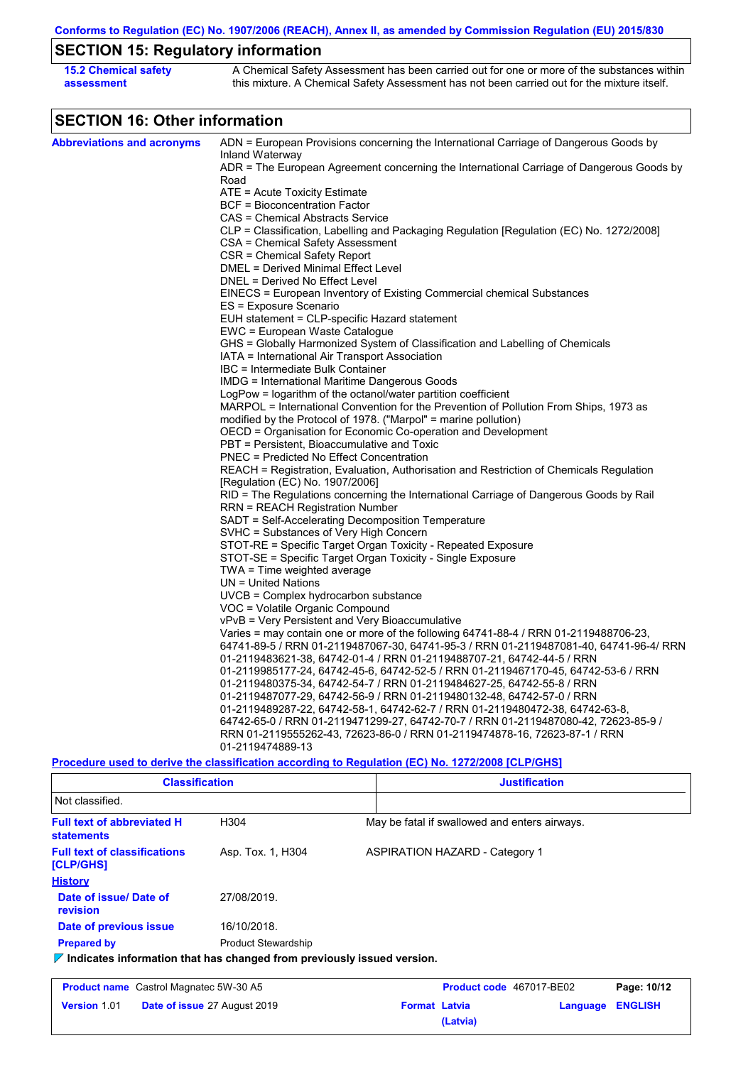## SECTION 15: Regulatory information

**15.2 Chemical safety assessment**

A Chemical Safety Assessment has been carried out for one or more of the substances within this mixture. A Chemical Safety Assessment has not been carried out for the mixture itself.

## SECTION 16: Other information

**Abbreviations and acronyms**

ADN = European Provisions concerning the International Carriage of Dangerous Goods by Inland Waterway
ADR = The European Agreement concerning the International Carriage of Dangerous Goods by Road
ATE = Acute Toxicity Estimate
BCF = Bioconcentration Factor
CAS = Chemical Abstracts Service
CLP = Classification, Labelling and Packaging Regulation [Regulation (EC) No. 1272/2008]
CSA = Chemical Safety Assessment
CSR = Chemical Safety Report
DMEL = Derived Minimal Effect Level
DNEL = Derived No Effect Level
EINECS = European Inventory of Existing Commercial chemical Substances
ES = Exposure Scenario
EUH statement = CLP-specific Hazard statement
EWC = European Waste Catalogue
GHS = Globally Harmonized System of Classification and Labelling of Chemicals
IATA = International Air Transport Association
IBC = Intermediate Bulk Container
IMDG = International Maritime Dangerous Goods
LogPow = logarithm of the octanol/water partition coefficient
MARPOL = International Convention for the Prevention of Pollution From Ships, 1973 as modified by the Protocol of 1978. ("Marpol" = marine pollution)
OECD = Organisation for Economic Co-operation and Development
PBT = Persistent, Bioaccumulative and Toxic
PNEC = Predicted No Effect Concentration
REACH = Registration, Evaluation, Authorisation and Restriction of Chemicals Regulation [Regulation (EC) No. 1907/2006]
RID = The Regulations concerning the International Carriage of Dangerous Goods by Rail
RRN = REACH Registration Number
SADT = Self-Accelerating Decomposition Temperature
SVHC = Substances of Very High Concern
STOT-RE = Specific Target Organ Toxicity - Repeated Exposure
STOT-SE = Specific Target Organ Toxicity - Single Exposure
TWA = Time weighted average
UN = United Nations
UVCB = Complex hydrocarbon substance
VOC = Volatile Organic Compound
vPvB = Very Persistent and Very Bioaccumulative
Varies = may contain one or more of the following 64741-88-4 / RRN 01-2119488706-23, 64741-89-5 / RRN 01-2119487067-30, 64741-95-3 / RRN 01-2119487081-40, 64741-96-4/ RRN 01-2119483621-38, 64742-01-4 / RRN 01-2119488707-21, 64742-44-5 / RRN 01-2119985177-24, 64742-45-6, 64742-52-5 / RRN 01-2119467170-45, 64742-53-6 / RRN 01-2119480375-34, 64742-54-7 / RRN 01-2119484627-25, 64742-55-8 / RRN 01-2119487077-29, 64742-56-9 / RRN 01-2119480132-48, 64742-57-0 / RRN 01-2119489287-22, 64742-58-1, 64742-62-7 / RRN 01-2119480472-38, 64742-63-8, 64742-65-0 / RRN 01-2119471299-27, 64742-70-7 / RRN 01-2119487080-42, 72623-85-9 / RRN 01-2119555262-43, 72623-86-0 / RRN 01-2119474878-16, 72623-87-1 / RRN 01-2119474889-13

**Procedure used to derive the classification according to Regulation (EC) No. 1272/2008 [CLP/GHS]**

| Classification | Justification |
|---|---|
| Not classified. | |

**Full text of abbreviated H statements**

H304 — May be fatal if swallowed and enters airways.

**Full text of classifications [CLP/GHS]**

Asp. Tox. 1, H304 — ASPIRATION HAZARD - Category 1

**History**

**Date of issue/ Date of revision:** 27/08/2019.

**Date of previous issue:** 16/10/2018.

**Prepared by:** Product Stewardship

**Indicates information that has changed from previously issued version.**

| Product name | Castrol Magnatec 5W-30 A5 | Product code | 467017-BE02 |
|---|---|---|---|
| Version | 1.01 | Date of issue | 27 August 2019 |
| Format | Latvia (Latvia) | Language | ENGLISH |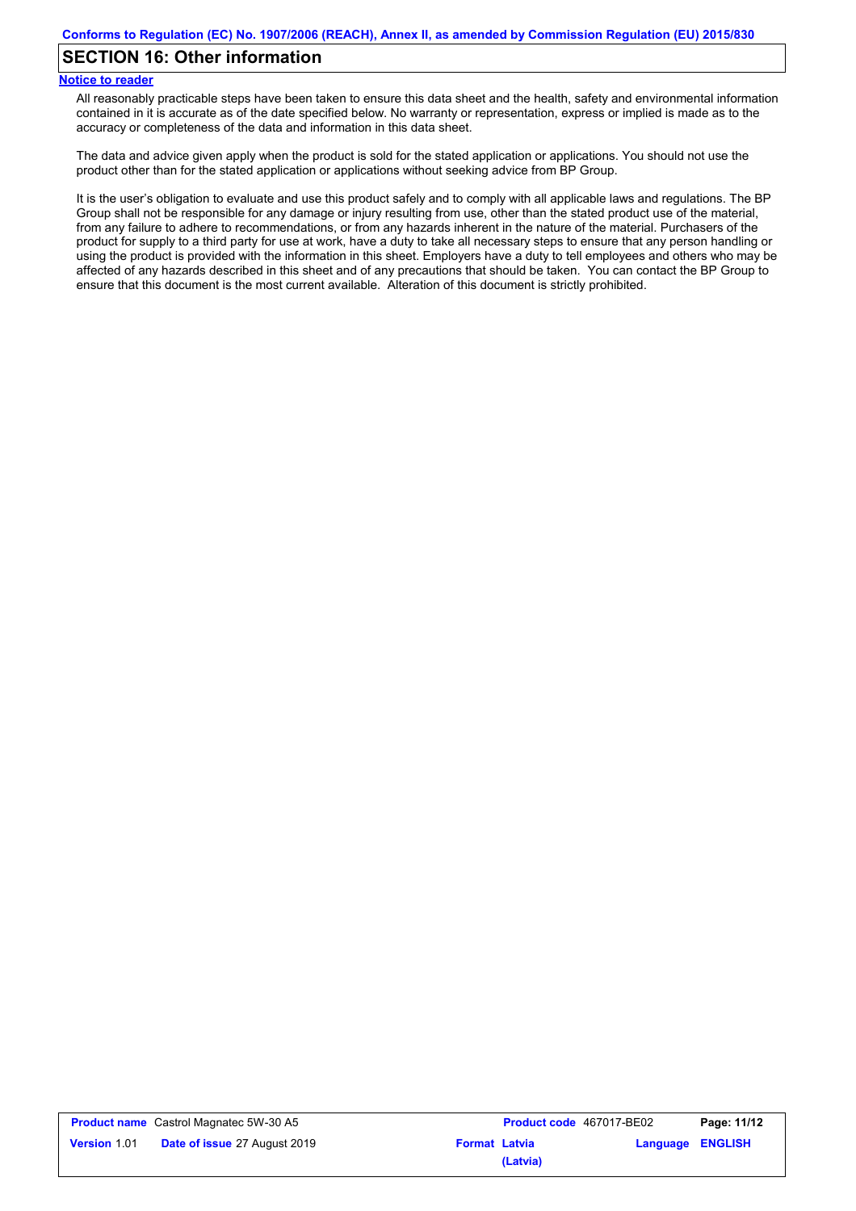## SECTION 16: Other information

**Notice to reader**

All reasonably practicable steps have been taken to ensure this data sheet and the health, safety and environmental information contained in it is accurate as of the date specified below. No warranty or representation, express or implied is made as to the accuracy or completeness of the data and information in this data sheet.

The data and advice given apply when the product is sold for the stated application or applications. You should not use the product other than for the stated application or applications without seeking advice from BP Group.

It is the user's obligation to evaluate and use this product safely and to comply with all applicable laws and regulations. The BP Group shall not be responsible for any damage or injury resulting from use, other than the stated product use of the material, from any failure to adhere to recommendations, or from any hazards inherent in the nature of the material. Purchasers of the product for supply to a third party for use at work, have a duty to take all necessary steps to ensure that any person handling or using the product is provided with the information in this sheet. Employers have a duty to tell employees and others who may be affected of any hazards described in this sheet and of any precautions that should be taken. You can contact the BP Group to ensure that this document is the most current available. Alteration of this document is strictly prohibited.